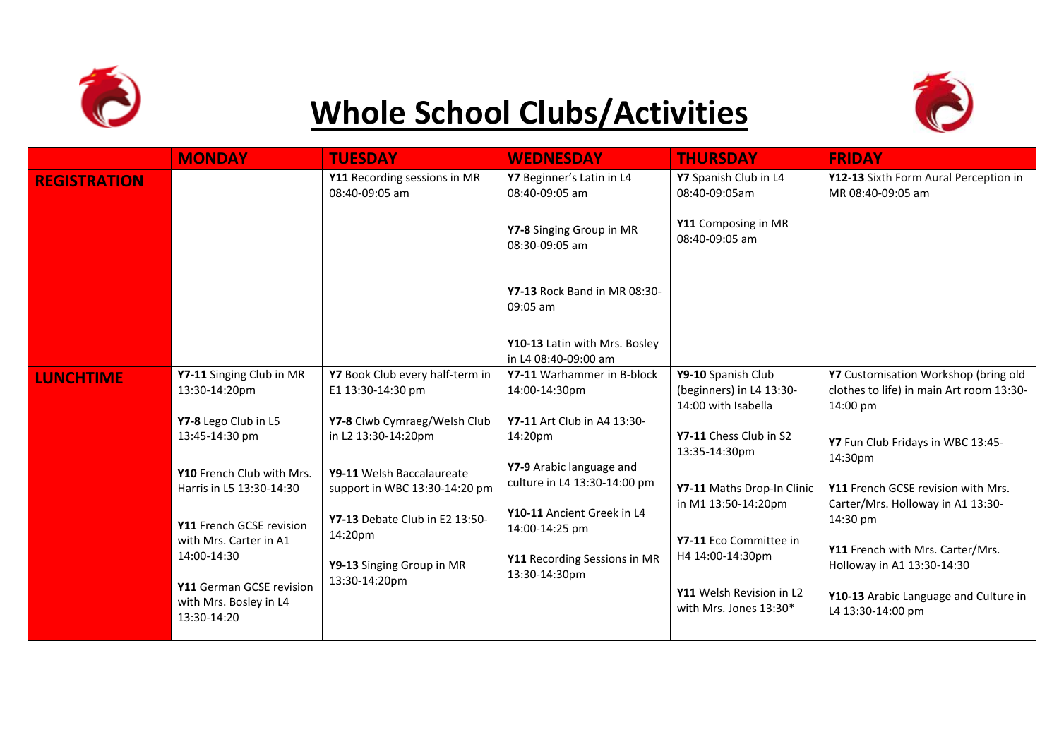# Whole School Clubs/Activities

| | MONDAY | TUESDAY | WEDNESDAY | THURSDAY | FRIDAY |
|---|---|---|---|---|---|
| **REGISTRATION** | | **Y11** Recording sessions in MR 08:40-09:05 am | **Y7** Beginner's Latin in L4 08:40-09:05 am<br><br>**Y7-8** Singing Group in MR 08:30-09:05 am<br><br>**Y7-13** Rock Band in MR 08:30-09:05 am<br><br>**Y10-13** Latin with Mrs. Bosley in L4 08:40-09:00 am | **Y7** Spanish Club in L4 08:40-09:05am<br><br>**Y11** Composing in MR 08:40-09:05 am | **Y12-13** Sixth Form Aural Perception in MR 08:40-09:05 am |
| **LUNCHTIME** | **Y7-11** Singing Club in MR 13:30-14:20pm<br><br>**Y7-8** Lego Club in L5 13:45-14:30 pm<br><br>**Y10** French Club with Mrs. Harris in L5 13:30-14:30<br><br>**Y11** French GCSE revision with Mrs. Carter in A1 14:00-14:30<br><br>**Y11** German GCSE revision with Mrs. Bosley in L4 13:30-14:20 | **Y7** Book Club every half-term in E1 13:30-14:30 pm<br><br>**Y7-8** Clwb Cymraeg/Welsh Club in L2 13:30-14:20pm<br><br>**Y9-11** Welsh Baccalaureate support in WBC 13:30-14:20 pm<br><br>**Y7-13** Debate Club in E2 13:50-14:20pm<br><br>**Y9-13** Singing Group in MR 13:30-14:20pm | **Y7-11** Warhammer in B-block 14:00-14:30pm<br><br>**Y7-11** Art Club in A4 13:30-14:20pm<br><br>**Y7-9** Arabic language and culture in L4 13:30-14:00 pm<br><br>**Y10-11** Ancient Greek in L4 14:00-14:25 pm<br><br>**Y11** Recording Sessions in MR 13:30-14:30pm | **Y9-10** Spanish Club (beginners) in L4 13:30-14:00 with Isabella<br><br>**Y7-11** Chess Club in S2 13:35-14:30pm<br><br>**Y7-11** Maths Drop-In Clinic in M1 13:50-14:20pm<br><br>**Y7-11** Eco Committee in H4 14:00-14:30pm<br><br>**Y11** Welsh Revision in L2 with Mrs. Jones 13:30* | **Y7** Customisation Workshop (bring old clothes to life) in main Art room 13:30-14:00 pm<br><br>**Y7** Fun Club Fridays in WBC 13:45-14:30pm<br><br>**Y11** French GCSE revision with Mrs. Carter/Mrs. Holloway in A1 13:30-14:30 pm<br><br>**Y11** French with Mrs. Carter/Mrs. Holloway in A1 13:30-14:30<br><br>**Y10-13** Arabic Language and Culture in L4 13:30-14:00 pm |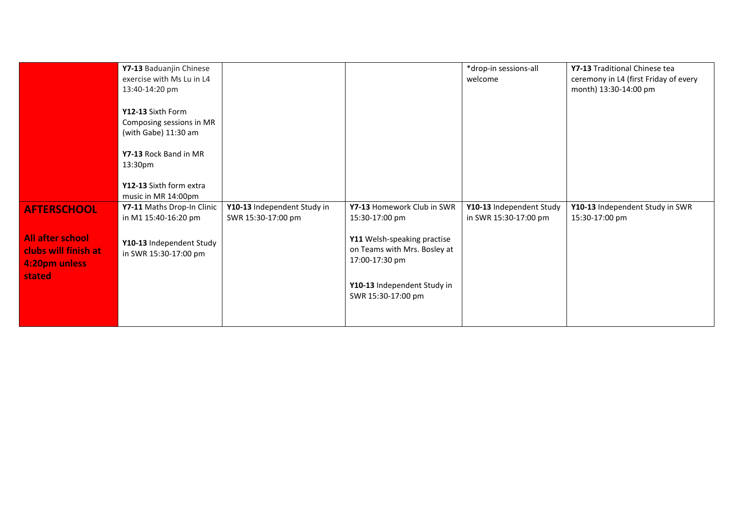| | | | | | |
|---|---|---|---|---|---|
| | **Y7-13** Baduanjin Chinese exercise with Ms Lu in L4 13:40-14:20 pm<br><br>**Y12-13** Sixth Form Composing sessions in MR (with Gabe) 11:30 am<br><br>**Y7-13** Rock Band in MR 13:30pm<br><br>**Y12-13** Sixth form extra music in MR 14:00pm | | | *drop-in sessions-all welcome | **Y7-13** Traditional Chinese tea ceremony in L4 (first Friday of every month) 13:30-14:00 pm |
| **AFTERSCHOOL**<br><br>**All after school clubs will finish at 4:20pm unless stated** | **Y7-11** Maths Drop-In Clinic in M1 15:40-16:20 pm<br><br>**Y10-13** Independent Study in SWR 15:30-17:00 pm | **Y10-13** Independent Study in SWR 15:30-17:00 pm | **Y7-13** Homework Club in SWR 15:30-17:00 pm<br><br>**Y11** Welsh-speaking practise on Teams with Mrs. Bosley at 17:00-17:30 pm<br><br>**Y10-13** Independent Study in SWR 15:30-17:00 pm | **Y10-13** Independent Study in SWR 15:30-17:00 pm | **Y10-13** Independent Study in SWR 15:30-17:00 pm |